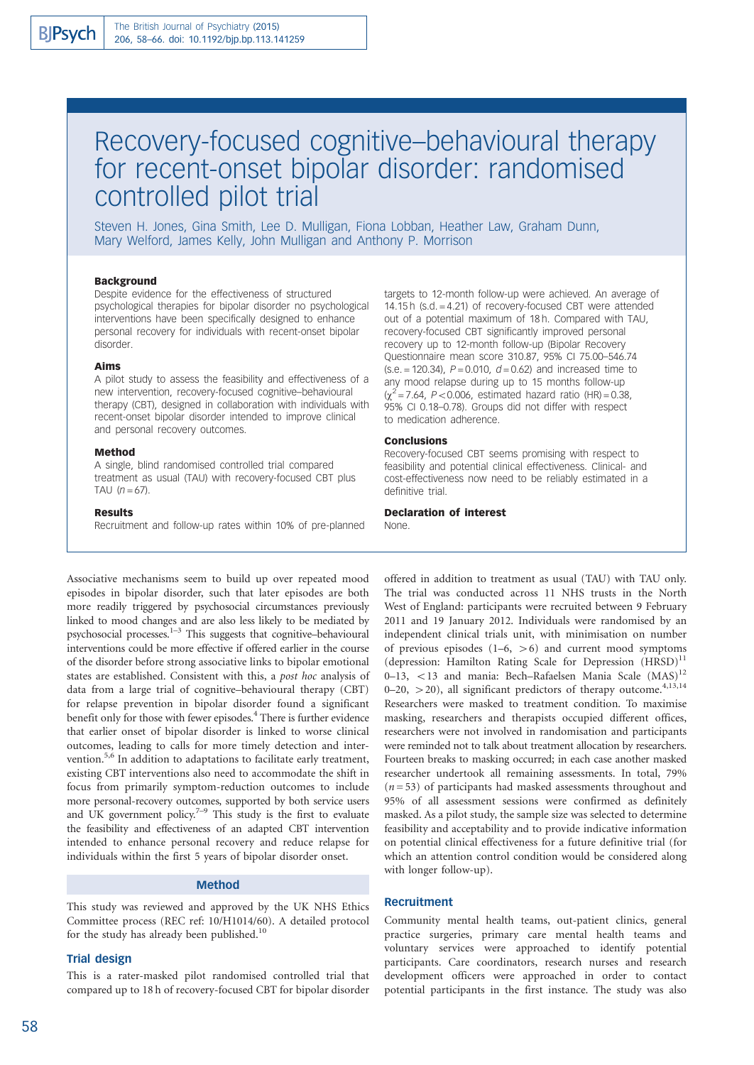# Recovery-focused cognitive–behavioural therapy for recent-onset bipolar disorder: randomised controlled pilot trial

Steven H. Jones, Gina Smith, Lee D. Mulligan, Fiona Lobban, Heather Law, Graham Dunn, Mary Welford, James Kelly, John Mulligan and Anthony P. Morrison

### Background

Despite evidence for the effectiveness of structured psychological therapies for bipolar disorder no psychological interventions have been specifically designed to enhance personal recovery for individuals with recent-onset bipolar disorder.

### Aims

A pilot study to assess the feasibility and effectiveness of a new intervention, recovery-focused cognitive–behavioural therapy (CBT), designed in collaboration with individuals with recent-onset bipolar disorder intended to improve clinical and personal recovery outcomes.

### Method

A single, blind randomised controlled trial compared treatment as usual (TAU) with recovery-focused CBT plus TAU ($n=67$).

### Results

Recruitment and follow-up rates within 10% of pre-planned targets to 12-month follow-up were achieved. An average of 14.15 h (s.d. = 4.21) of recovery-focused CBT were attended out of a potential maximum of 18 h. Compared with TAU, recovery-focused CBT significantly improved personal recovery up to 12-month follow-up (Bipolar Recovery Questionnaire mean score 310.87, 95% CI 75.00–546.74 (s.e. = 120.34), $P=0.010$, $d=0.62$) and increased time to any mood relapse during up to 15 months follow-up ($\chi^2=7.64$, $P<0.006$, estimated hazard ratio (HR) = 0.38, 95% CI 0.18–0.78). Groups did not differ with respect to medication adherence.

### Conclusions

Recovery-focused CBT seems promising with respect to feasibility and potential clinical effectiveness. Clinical- and cost-effectiveness now need to be reliably estimated in a definitive trial.

### Declaration of interest

None.

Associative mechanisms seem to build up over repeated mood episodes in bipolar disorder, such that later episodes are both more readily triggered by psychosocial circumstances previously linked to mood changes and are also less likely to be mediated by psychosocial processes.[1–3] This suggests that cognitive–behavioural interventions could be more effective if offered earlier in the course of the disorder before strong associative links to bipolar emotional states are established. Consistent with this, a *post hoc* analysis of data from a large trial of cognitive–behavioural therapy (CBT) for relapse prevention in bipolar disorder found a significant benefit only for those with fewer episodes.[4] There is further evidence that earlier onset of bipolar disorder is linked to worse clinical outcomes, leading to calls for more timely detection and intervention.[5,6] In addition to adaptations to facilitate early treatment, existing CBT interventions also need to accommodate the shift in focus from primarily symptom-reduction outcomes to include more personal-recovery outcomes, supported by both service users and UK government policy.[7–9] This study is the first to evaluate the feasibility and effectiveness of an adapted CBT intervention intended to enhance personal recovery and reduce relapse for individuals within the first 5 years of bipolar disorder onset.

## Method

This study was reviewed and approved by the UK NHS Ethics Committee process (REC ref: 10/H1014/60). A detailed protocol for the study has already been published.[10]

### Trial design

This is a rater-masked pilot randomised controlled trial that compared up to 18 h of recovery-focused CBT for bipolar disorder offered in addition to treatment as usual (TAU) with TAU only. The trial was conducted across 11 NHS trusts in the North West of England: participants were recruited between 9 February 2011 and 19 January 2012. Individuals were randomised by an independent clinical trials unit, with minimisation on number of previous episodes (1–6, >6) and current mood symptoms (depression: Hamilton Rating Scale for Depression (HRSD)[11] 0–13, <13 and mania: Bech–Rafaelsen Mania Scale (MAS)[12] 0–20, >20), all significant predictors of therapy outcome.[4,13,14] Researchers were masked to treatment condition. To maximise masking, researchers and therapists occupied different offices, researchers were not involved in randomisation and participants were reminded not to talk about treatment allocation by researchers. Fourteen breaks to masking occurred; in each case another masked researcher undertook all remaining assessments. In total, 79% ($n=53$) of participants had masked assessments throughout and 95% of all assessment sessions were confirmed as definitely masked. As a pilot study, the sample size was selected to determine feasibility and acceptability and to provide indicative information on potential clinical effectiveness for a future definitive trial (for which an attention control condition would be considered along with longer follow-up).

### Recruitment

Community mental health teams, out-patient clinics, general practice surgeries, primary care mental health teams and voluntary services were approached to identify potential participants. Care coordinators, research nurses and research development officers were approached in order to contact potential participants in the first instance. The study was also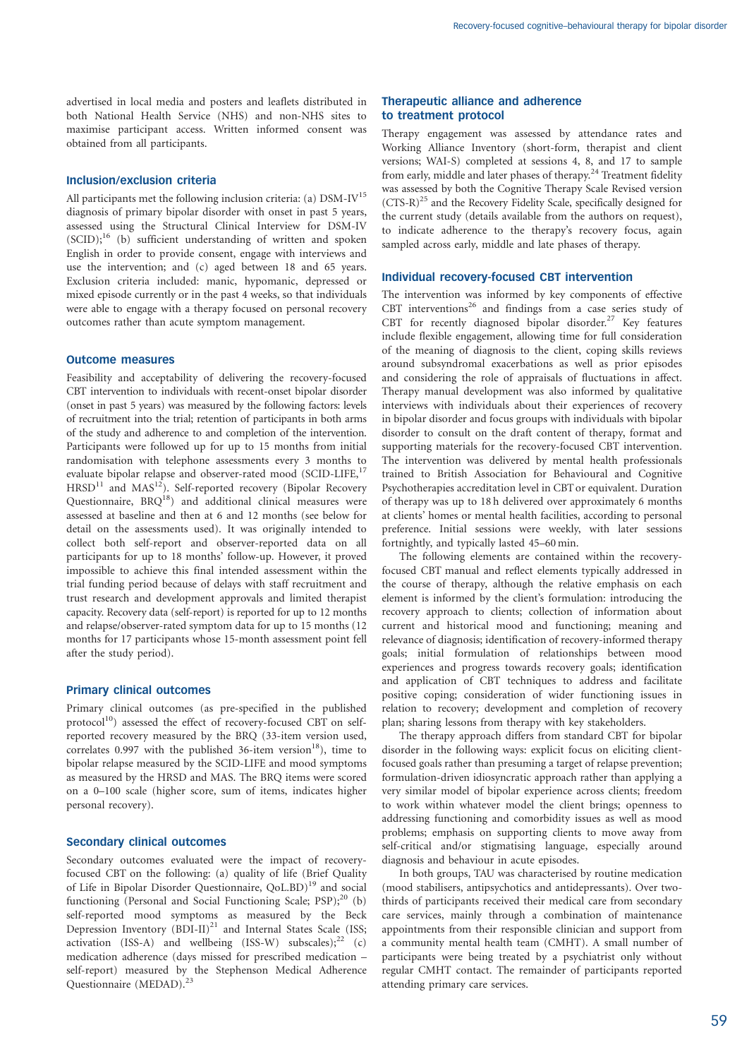advertised in local media and posters and leaflets distributed in both National Health Service (NHS) and non-NHS sites to maximise participant access. Written informed consent was obtained from all participants.

## Inclusion/exclusion criteria

All participants met the following inclusion criteria: (a) DSM-IV[15] diagnosis of primary bipolar disorder with onset in past 5 years, assessed using the Structural Clinical Interview for DSM-IV (SCID);[16] (b) sufficient understanding of written and spoken English in order to provide consent, engage with interviews and use the intervention; and (c) aged between 18 and 65 years. Exclusion criteria included: manic, hypomanic, depressed or mixed episode currently or in the past 4 weeks, so that individuals were able to engage with a therapy focused on personal recovery outcomes rather than acute symptom management.

## Outcome measures

Feasibility and acceptability of delivering the recovery-focused CBT intervention to individuals with recent-onset bipolar disorder (onset in past 5 years) was measured by the following factors: levels of recruitment into the trial; retention of participants in both arms of the study and adherence to and completion of the intervention. Participants were followed up for up to 15 months from initial randomisation with telephone assessments every 3 months to evaluate bipolar relapse and observer-rated mood (SCID-LIFE,[17] HRSD[11] and MAS[12]). Self-reported recovery (Bipolar Recovery Questionnaire, BRQ[18]) and additional clinical measures were assessed at baseline and then at 6 and 12 months (see below for detail on the assessments used). It was originally intended to collect both self-report and observer-reported data on all participants for up to 18 months' follow-up. However, it proved impossible to achieve this final intended assessment within the trial funding period because of delays with staff recruitment and trust research and development approvals and limited therapist capacity. Recovery data (self-report) is reported for up to 12 months and relapse/observer-rated symptom data for up to 15 months (12 months for 17 participants whose 15-month assessment point fell after the study period).

## Primary clinical outcomes

Primary clinical outcomes (as pre-specified in the published protocol[10]) assessed the effect of recovery-focused CBT on self-reported recovery measured by the BRQ (33-item version used, correlates 0.997 with the published 36-item version[18]), time to bipolar relapse measured by the SCID-LIFE and mood symptoms as measured by the HRSD and MAS. The BRQ items were scored on a 0–100 scale (higher score, sum of items, indicates higher personal recovery).

## Secondary clinical outcomes

Secondary outcomes evaluated were the impact of recovery-focused CBT on the following: (a) quality of life (Brief Quality of Life in Bipolar Disorder Questionnaire, QoL.BD)[19] and social functioning (Personal and Social Functioning Scale; PSP);[20] (b) self-reported mood symptoms as measured by the Beck Depression Inventory (BDI-II)[21] and Internal States Scale (ISS; activation (ISS-A) and wellbeing (ISS-W) subscales);[22] (c) medication adherence (days missed for prescribed medication – self-report) measured by the Stephenson Medical Adherence Questionnaire (MEDAD).[23]

## Therapeutic alliance and adherence to treatment protocol

Therapy engagement was assessed by attendance rates and Working Alliance Inventory (short-form, therapist and client versions; WAI-S) completed at sessions 4, 8, and 17 to sample from early, middle and later phases of therapy.[24] Treatment fidelity was assessed by both the Cognitive Therapy Scale Revised version (CTS-R)[25] and the Recovery Fidelity Scale, specifically designed for the current study (details available from the authors on request), to indicate adherence to the therapy's recovery focus, again sampled across early, middle and late phases of therapy.

## Individual recovery-focused CBT intervention

The intervention was informed by key components of effective CBT interventions[26] and findings from a case series study of CBT for recently diagnosed bipolar disorder.[27] Key features include flexible engagement, allowing time for full consideration of the meaning of diagnosis to the client, coping skills reviews around subsyndromal exacerbations as well as prior episodes and considering the role of appraisals of fluctuations in affect. Therapy manual development was also informed by qualitative interviews with individuals about their experiences of recovery in bipolar disorder and focus groups with individuals with bipolar disorder to consult on the draft content of therapy, format and supporting materials for the recovery-focused CBT intervention. The intervention was delivered by mental health professionals trained to British Association for Behavioural and Cognitive Psychotherapies accreditation level in CBT or equivalent. Duration of therapy was up to 18 h delivered over approximately 6 months at clients' homes or mental health facilities, according to personal preference. Initial sessions were weekly, with later sessions fortnightly, and typically lasted 45–60 min.

The following elements are contained within the recovery-focused CBT manual and reflect elements typically addressed in the course of therapy, although the relative emphasis on each element is informed by the client's formulation: introducing the recovery approach to clients; collection of information about current and historical mood and functioning; meaning and relevance of diagnosis; identification of recovery-informed therapy goals; initial formulation of relationships between mood experiences and progress towards recovery goals; identification and application of CBT techniques to address and facilitate positive coping; consideration of wider functioning issues in relation to recovery; development and completion of recovery plan; sharing lessons from therapy with key stakeholders.

The therapy approach differs from standard CBT for bipolar disorder in the following ways: explicit focus on eliciting client-focused goals rather than presuming a target of relapse prevention; formulation-driven idiosyncratic approach rather than applying a very similar model of bipolar experience across clients; freedom to work within whatever model the client brings; openness to addressing functioning and comorbidity issues as well as mood problems; emphasis on supporting clients to move away from self-critical and/or stigmatising language, especially around diagnosis and behaviour in acute episodes.

In both groups, TAU was characterised by routine medication (mood stabilisers, antipsychotics and antidepressants). Over two-thirds of participants received their medical care from secondary care services, mainly through a combination of maintenance appointments from their responsible clinician and support from a community mental health team (CMHT). A small number of participants were being treated by a psychiatrist only without regular CMHT contact. The remainder of participants reported attending primary care services.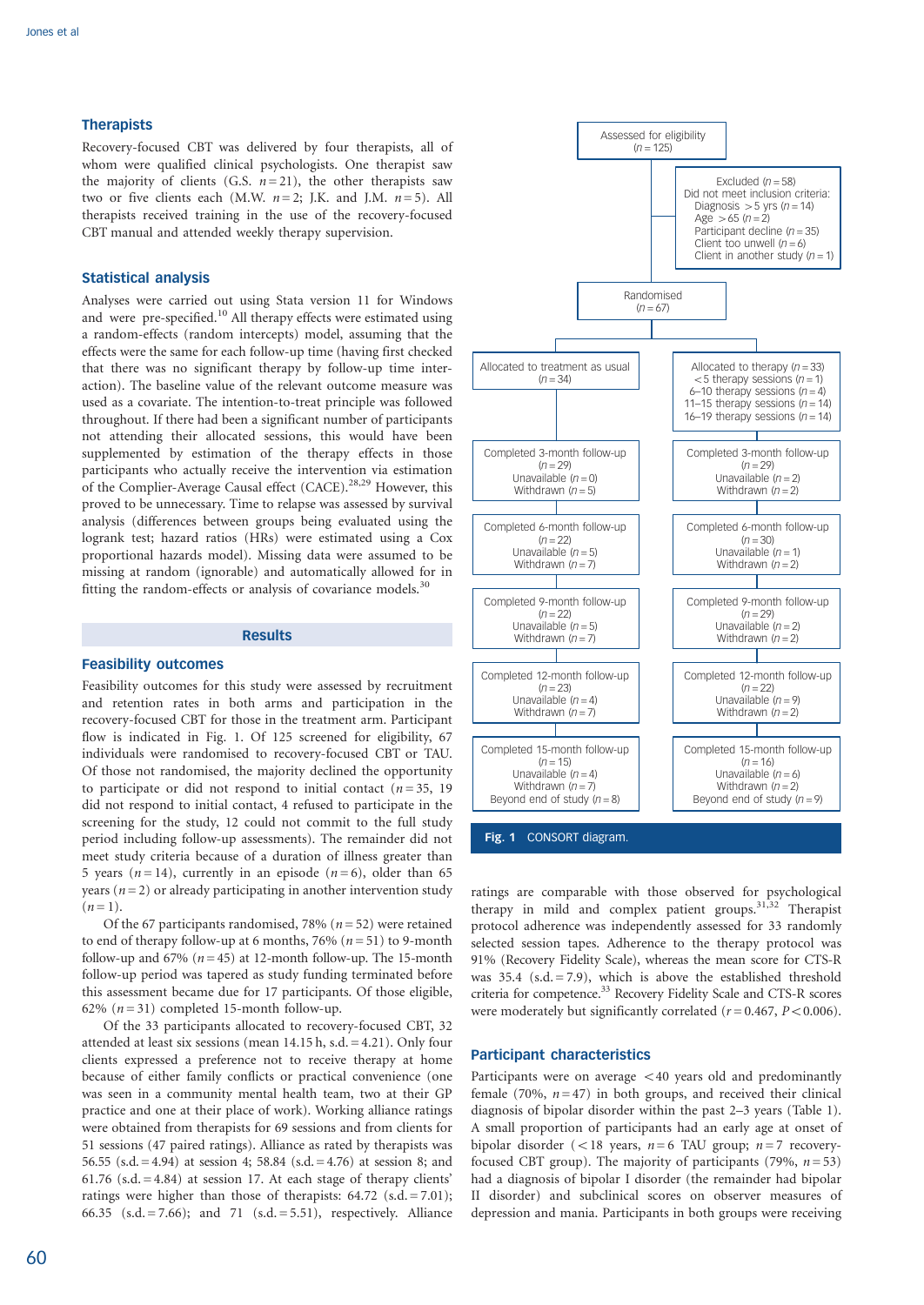### Therapists

Recovery-focused CBT was delivered by four therapists, all of whom were qualified clinical psychologists. One therapist saw the majority of clients (G.S. $n = 21$), the other therapists saw two or five clients each (M.W. $n = 2$; J.K. and J.M. $n = 5$). All therapists received training in the use of the recovery-focused CBT manual and attended weekly therapy supervision.

### Statistical analysis

Analyses were carried out using Stata version 11 for Windows and were pre-specified.[10] All therapy effects were estimated using a random-effects (random intercepts) model, assuming that the effects were the same for each follow-up time (having first checked that there was no significant therapy by follow-up time interaction). The baseline value of the relevant outcome measure was used as a covariate. The intention-to-treat principle was followed throughout. If there had been a significant number of participants not attending their allocated sessions, this would have been supplemented by estimation of the therapy effects in those participants who actually receive the intervention via estimation of the Complier-Average Causal effect (CACE).[28,29] However, this proved to be unnecessary. Time to relapse was assessed by survival analysis (differences between groups being evaluated using the logrank test; hazard ratios (HRs) were estimated using a Cox proportional hazards model). Missing data were assumed to be missing at random (ignorable) and automatically allowed for in fitting the random-effects or analysis of covariance models.[30]

## Results

### Feasibility outcomes

Feasibility outcomes for this study were assessed by recruitment and retention rates in both arms and participation in the recovery-focused CBT for those in the treatment arm. Participant flow is indicated in Fig. 1. Of 125 screened for eligibility, 67 individuals were randomised to recovery-focused CBT or TAU. Of those not randomised, the majority declined the opportunity to participate or did not respond to initial contact ($n = 35$, 19 did not respond to initial contact, 4 refused to participate in the screening for the study, 12 could not commit to the full study period including follow-up assessments). The remainder did not meet study criteria because of a duration of illness greater than 5 years ($n = 14$), currently in an episode ($n = 6$), older than 65 years ($n = 2$) or already participating in another intervention study ($n = 1$).

Of the 67 participants randomised, 78% ($n = 52$) were retained to end of therapy follow-up at 6 months, 76% ($n = 51$) to 9-month follow-up and 67% ($n = 45$) at 12-month follow-up. The 15-month follow-up period was tapered as study funding terminated before this assessment became due for 17 participants. Of those eligible, 62% ($n = 31$) completed 15-month follow-up.

Of the 33 participants allocated to recovery-focused CBT, 32 attended at least six sessions (mean 14.15 h, s.d. = 4.21). Only four clients expressed a preference not to receive therapy at home because of either family conflicts or practical convenience (one was seen in a community mental health team, two at their GP practice and one at their place of work). Working alliance ratings were obtained from therapists for 69 sessions and from clients for 51 sessions (47 paired ratings). Alliance as rated by therapists was 56.55 (s.d. = 4.94) at session 4; 58.84 (s.d. = 4.76) at session 8; and 61.76 (s.d. = 4.84) at session 17. At each stage of therapy clients' ratings were higher than those of therapists: 64.72 (s.d. = 7.01); 66.35 (s.d. = 7.66); and 71 (s.d. = 5.51), respectively. Alliance ratings are comparable with those observed for psychological therapy in mild and complex patient groups.[31,32] Therapist protocol adherence was independently assessed for 33 randomly selected session tapes. Adherence to the therapy protocol was 91% (Recovery Fidelity Scale), whereas the mean score for CTS-R was 35.4 (s.d. = 7.9), which is above the established threshold criteria for competence.[33] Recovery Fidelity Scale and CTS-R scores were moderately but significantly correlated ($r = 0.467$, $P < 0.006$).

Assessed for eligibility ($n = 125$)

Excluded ($n = 58$)
Did not meet inclusion criteria:
Diagnosis >5 yrs ($n = 14$)
Age >65 ($n = 2$)
Participant decline ($n = 35$)
Client too unwell ($n = 6$)
Client in another study ($n = 1$)

Randomised ($n = 67$)

| Allocated to treatment as usual ($n = 34$) | Allocated to therapy ($n = 33$)<br><5 therapy sessions ($n = 1$)<br>6–10 therapy sessions ($n = 4$)<br>11–15 therapy sessions ($n = 14$)<br>16–19 therapy sessions ($n = 14$) |
|---|---|
| Completed 3-month follow-up ($n = 29$)<br>Unavailable ($n = 0$)<br>Withdrawn ($n = 5$) | Completed 3-month follow-up ($n = 29$)<br>Unavailable ($n = 2$)<br>Withdrawn ($n = 2$) |
| Completed 6-month follow-up ($n = 22$)<br>Unavailable ($n = 5$)<br>Withdrawn ($n = 7$) | Completed 6-month follow-up ($n = 30$)<br>Unavailable ($n = 1$)<br>Withdrawn ($n = 2$) |
| Completed 9-month follow-up ($n = 22$)<br>Unavailable ($n = 5$)<br>Withdrawn ($n = 7$) | Completed 9-month follow-up ($n = 29$)<br>Unavailable ($n = 2$)<br>Withdrawn ($n = 2$) |
| Completed 12-month follow-up ($n = 23$)<br>Unavailable ($n = 4$)<br>Withdrawn ($n = 7$) | Completed 12-month follow-up ($n = 22$)<br>Unavailable ($n = 9$)<br>Withdrawn ($n = 2$) |
| Completed 15-month follow-up ($n = 15$)<br>Unavailable ($n = 4$)<br>Withdrawn ($n = 7$)<br>Beyond end of study ($n = 8$) | Completed 15-month follow-up ($n = 16$)<br>Unavailable ($n = 6$)<br>Withdrawn ($n = 2$)<br>Beyond end of study ($n = 9$) |

**Fig. 1** CONSORT diagram.

### Participant characteristics

Participants were on average <40 years old and predominantly female (70%, $n = 47$) in both groups, and received their clinical diagnosis of bipolar disorder within the past 2–3 years (Table 1). A small proportion of participants had an early age at onset of bipolar disorder (<18 years, $n = 6$ TAU group; $n = 7$ recovery-focused CBT group). The majority of participants (79%, $n = 53$) had a diagnosis of bipolar I disorder (the remainder had bipolar II disorder) and subclinical scores on observer measures of depression and mania. Participants in both groups were receiving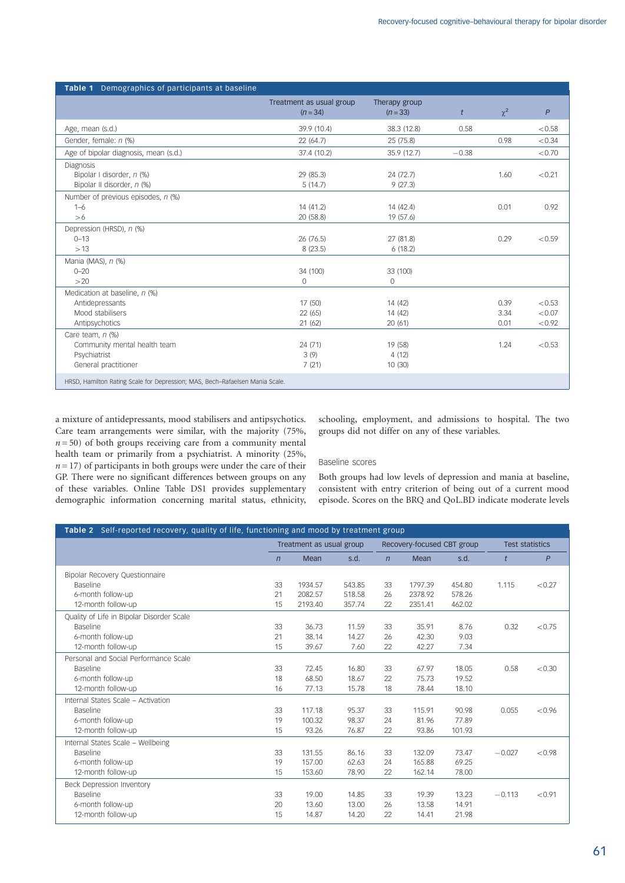**Table 1** Demographics of participants at baseline

| | Treatment as usual group ($n = 34$) | Therapy group ($n = 33$) | $t$ | $\chi^2$ | $P$ |
|---|---|---|---|---|---|
| Age, mean (s.d.) | 39.9 (10.4) | 38.3 (12.8) | 0.58 | | <0.58 |
| Gender, female: $n$ (%) | 22 (64.7) | 25 (75.8) | | 0.98 | <0.34 |
| Age of bipolar diagnosis, mean (s.d.) | 37.4 (10.2) | 35.9 (12.7) | −0.38 | | <0.70 |
| Diagnosis | | | | | |
| Bipolar I disorder, $n$ (%) | 29 (85.3) | 24 (72.7) | | 1.60 | <0.21 |
| Bipolar II disorder, $n$ (%) | 5 (14.7) | 9 (27.3) | | | |
| Number of previous episodes, $n$ (%) | | | | | |
| 1–6 | 14 (41.2) | 14 (42.4) | | 0.01 | 0.92 |
| >6 | 20 (58.8) | 19 (57.6) | | | |
| Depression (HRSD), $n$ (%) | | | | | |
| 0–13 | 26 (76.5) | 27 (81.8) | | 0.29 | <0.59 |
| >13 | 8 (23.5) | 6 (18.2) | | | |
| Mania (MAS), $n$ (%) | | | | | |
| 0–20 | 34 (100) | 33 (100) | | | |
| >20 | 0 | 0 | | | |
| Medication at baseline, $n$ (%) | | | | | |
| Antidepressants | 17 (50) | 14 (42) | | 0.39 | <0.53 |
| Mood stabilisers | 22 (65) | 14 (42) | | 3.34 | <0.07 |
| Antipsychotics | 21 (62) | 20 (61) | | 0.01 | <0.92 |
| Care team, $n$ (%) | | | | | |
| Community mental health team | 24 (71) | 19 (58) | | 1.24 | <0.53 |
| Psychiatrist | 3 (9) | 4 (12) | | | |
| General practitioner | 7 (21) | 10 (30) | | | |

HRSD, Hamilton Rating Scale for Depression; MAS, Bech–Rafaelsen Mania Scale.

a mixture of antidepressants, mood stabilisers and antipsychotics. Care team arrangements were similar, with the majority (75%, $n = 50$) of both groups receiving care from a community mental health team or primarily from a psychiatrist. A minority (25%, $n = 17$) of participants in both groups were under the care of their GP. There were no significant differences between groups on any of these variables. Online Table DS1 provides supplementary demographic information concerning marital status, ethnicity, schooling, employment, and admissions to hospital. The two groups did not differ on any of these variables.

### Baseline scores

Both groups had low levels of depression and mania at baseline, consistent with entry criterion of being out of a current mood episode. Scores on the BRQ and QoL.BD indicate moderate levels

**Table 2** Self-reported recovery, quality of life, functioning and mood by treatment group

| | Treatment as usual group | | | Recovery-focused CBT group | | | Test statistics | |
|---|---|---|---|---|---|---|---|---|
| | $n$ | Mean | s.d. | $n$ | Mean | s.d. | $t$ | $P$ |
| Bipolar Recovery Questionnaire | | | | | | | | |
| Baseline | 33 | 1934.57 | 543.85 | 33 | 1797.39 | 454.80 | 1.115 | <0.27 |
| 6-month follow-up | 21 | 2082.57 | 518.58 | 26 | 2378.92 | 578.26 | | |
| 12-month follow-up | 15 | 2193.40 | 357.74 | 22 | 2351.41 | 462.02 | | |
| Quality of Life in Bipolar Disorder Scale | | | | | | | | |
| Baseline | 33 | 36.73 | 11.59 | 33 | 35.91 | 8.76 | 0.32 | <0.75 |
| 6-month follow-up | 21 | 38.14 | 14.27 | 26 | 42.30 | 9.03 | | |
| 12-month follow-up | 15 | 39.67 | 7.60 | 22 | 42.27 | 7.34 | | |
| Personal and Social Performance Scale | | | | | | | | |
| Baseline | 33 | 72.45 | 16.80 | 33 | 67.97 | 18.05 | 0.58 | <0.30 |
| 6-month follow-up | 18 | 68.50 | 18.67 | 22 | 75.73 | 19.52 | | |
| 12-month follow-up | 16 | 77.13 | 15.78 | 18 | 78.44 | 18.10 | | |
| Internal States Scale – Activation | | | | | | | | |
| Baseline | 33 | 117.18 | 95.37 | 33 | 115.91 | 90.98 | 0.055 | <0.96 |
| 6-month follow-up | 19 | 100.32 | 98.37 | 24 | 81.96 | 77.89 | | |
| 12-month follow-up | 15 | 93.26 | 76.87 | 22 | 93.86 | 101.93 | | |
| Internal States Scale – Wellbeing | | | | | | | | |
| Baseline | 33 | 131.55 | 86.16 | 33 | 132.09 | 73.47 | −0.027 | <0.98 |
| 6-month follow-up | 19 | 157.00 | 62.63 | 24 | 165.88 | 69.25 | | |
| 12-month follow-up | 15 | 153.60 | 78.90 | 22 | 162.14 | 78.00 | | |
| Beck Depression Inventory | | | | | | | | |
| Baseline | 33 | 19.00 | 14.85 | 33 | 19.39 | 13.23 | −0.113 | <0.91 |
| 6-month follow-up | 20 | 13.60 | 13.00 | 26 | 13.58 | 14.91 | | |
| 12-month follow-up | 15 | 14.87 | 14.20 | 22 | 14.41 | 21.98 | | |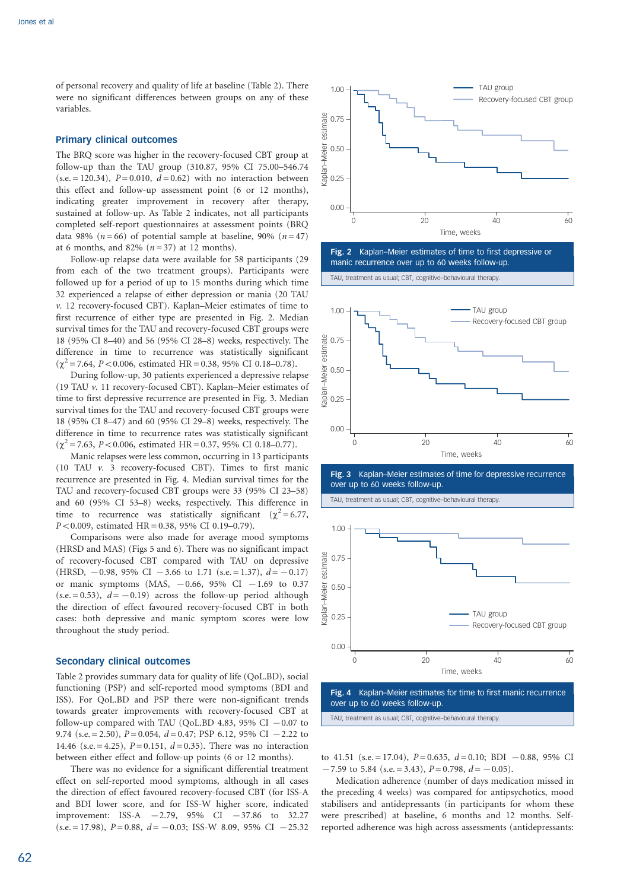of personal recovery and quality of life at baseline (Table 2). There were no significant differences between groups on any of these variables.

## Primary clinical outcomes

The BRQ score was higher in the recovery-focused CBT group at follow-up than the TAU group (310.87, 95% CI 75.00–546.74 (s.e. = 120.34), $P = 0.010$, $d = 0.62$) with no interaction between this effect and follow-up assessment point (6 or 12 months), indicating greater improvement in recovery after therapy, sustained at follow-up. As Table 2 indicates, not all participants completed self-report questionnaires at assessment points (BRQ data 98% ($n = 66$) of potential sample at baseline, 90% ($n = 47$) at 6 months, and 82% ($n = 37$) at 12 months).

Follow-up relapse data were available for 58 participants (29 from each of the two treatment groups). Participants were followed up for a period of up to 15 months during which time 32 experienced a relapse of either depression or mania (20 TAU *v.* 12 recovery-focused CBT). Kaplan–Meier estimates of time to first recurrence of either type are presented in Fig. 2. Median survival times for the TAU and recovery-focused CBT groups were 18 (95% CI 8–40) and 56 (95% CI 28–8) weeks, respectively. The difference in time to recurrence was statistically significant ($\chi^2 = 7.64$, $P < 0.006$, estimated HR = 0.38, 95% CI 0.18–0.78).

During follow-up, 30 patients experienced a depressive relapse (19 TAU *v.* 11 recovery-focused CBT). Kaplan–Meier estimates of time to first depressive recurrence are presented in Fig. 3. Median survival times for the TAU and recovery-focused CBT groups were 18 (95% CI 8–47) and 60 (95% CI 29–8) weeks, respectively. The difference in time to recurrence rates was statistically significant ($\chi^2 = 7.63$, $P < 0.006$, estimated HR = 0.37, 95% CI 0.18–0.77).

Manic relapses were less common, occurring in 13 participants (10 TAU *v.* 3 recovery-focused CBT). Times to first manic recurrence are presented in Fig. 4. Median survival times for the TAU and recovery-focused CBT groups were 33 (95% CI 23–58) and 60 (95% CI 53–8) weeks, respectively. This difference in time to recurrence was statistically significant ($\chi^2 = 6.77$, $P < 0.009$, estimated HR = 0.38, 95% CI 0.19–0.79).

Comparisons were also made for average mood symptoms (HRSD and MAS) (Figs 5 and 6). There was no significant impact of recovery-focused CBT compared with TAU on depressive (HRSD, −0.98, 95% CI −3.66 to 1.71 (s.e. = 1.37), $d = -0.17$) or manic symptoms (MAS, −0.66, 95% CI −1.69 to 0.37 (s.e. = 0.53), $d = -0.19$) across the follow-up period although the direction of effect favoured recovery-focused CBT in both cases: both depressive and manic symptom scores were low throughout the study period.

**Fig. 2** Kaplan–Meier estimates of time to first depressive or manic recurrence over up to 60 weeks follow-up.

TAU, treatment as usual; CBT, cognitive–behavioural therapy.

**Fig. 3** Kaplan–Meier estimates of time for depressive recurrence over up to 60 weeks follow-up.

TAU, treatment as usual; CBT, cognitive–behavioural therapy.

**Fig. 4** Kaplan–Meier estimates for time to first manic recurrence over up to 60 weeks follow-up.

TAU, treatment as usual; CBT, cognitive–behavioural therapy.

## Secondary clinical outcomes

Table 2 provides summary data for quality of life (QoL.BD), social functioning (PSP) and self-reported mood symptoms (BDI and ISS). For QoL.BD and PSP there were non-significant trends towards greater improvements with recovery-focused CBT at follow-up compared with TAU (QoL.BD 4.83, 95% CI −0.07 to 9.74 (s.e. = 2.50), $P = 0.054$, $d = 0.47$; PSP 6.12, 95% CI −2.22 to 14.46 (s.e. = 4.25), $P = 0.151$, $d = 0.35$). There was no interaction between either effect and follow-up points (6 or 12 months).

There was no evidence for a significant differential treatment effect on self-reported mood symptoms, although in all cases the direction of effect favoured recovery-focused CBT (for ISS-A and BDI lower score, for ISS-W higher score, indicated improvement: ISS-A −2.79, 95% CI −37.86 to 32.27 (s.e. = 17.98), $P = 0.88$, $d = -0.03$; ISS-W 8.09, 95% CI −25.32 to 41.51 (s.e. = 17.04), $P = 0.635$, $d = 0.10$; BDI −0.88, 95% CI −7.59 to 5.84 (s.e. = 3.43), $P = 0.798$, $d = -0.05$).

Medication adherence (number of days medication missed in the preceding 4 weeks) was compared for antipsychotics, mood stabilisers and antidepressants (in participants for whom these were prescribed) at baseline, 6 months and 12 months. Self-reported adherence was high across assessments (antidepressants: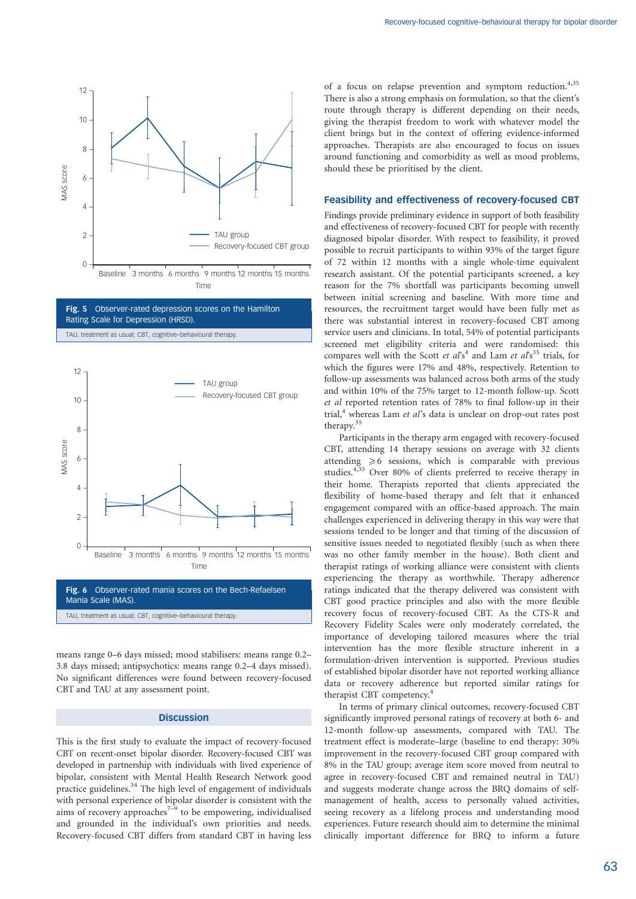**Fig. 5** Observer-rated depression scores on the Hamilton Rating Scale for Depression (HRSD).

TAU, treatment as usual; CBT, cognitive–behavioural therapy.

**Fig. 6** Observer-rated mania scores on the Bech-Refaelsen Mania Scale (MAS).

TAU, treatment as usual; CBT, cognitive–behavioural therapy.

means range 0–6 days missed; mood stabilisers: means range 0.2–3.8 days missed; antipsychotics: means range 0.2–4 days missed). No significant differences were found between recovery-focused CBT and TAU at any assessment point.

## Discussion

This is the first study to evaluate the impact of recovery-focused CBT on recent-onset bipolar disorder. Recovery-focused CBT was developed in partnership with individuals with lived experience of bipolar, consistent with Mental Health Research Network good practice guidelines.[34] The high level of engagement of individuals with personal experience of bipolar disorder is consistent with the aims of recovery approaches[7–9] to be empowering, individualised and grounded in the individual's own priorities and needs. Recovery-focused CBT differs from standard CBT in having less of a focus on relapse prevention and symptom reduction.[4,35] There is also a strong emphasis on formulation, so that the client's route through therapy is different depending on their needs, giving the therapist freedom to work with whatever model the client brings but in the context of offering evidence-informed approaches. Therapists are also encouraged to focus on issues around functioning and comorbidity as well as mood problems, should these be prioritised by the client.

### Feasibility and effectiveness of recovery-focused CBT

Findings provide preliminary evidence in support of both feasibility and effectiveness of recovery-focused CBT for people with recently diagnosed bipolar disorder. With respect to feasibility, it proved possible to recruit participants to within 93% of the target figure of 72 within 12 months with a single whole-time equivalent research assistant. Of the potential participants screened, a key reason for the 7% shortfall was participants becoming unwell between initial screening and baseline. With more time and resources, the recruitment target would have been fully met as there was substantial interest in recovery-focused CBT among service users and clinicians. In total, 54% of potential participants screened met eligibility criteria and were randomised: this compares well with the Scott *et al*'s[4] and Lam *et al*'s[35] trials, for which the figures were 17% and 48%, respectively. Retention to follow-up assessments was balanced across both arms of the study and within 10% of the 75% target to 12-month follow-up. Scott *et al* reported retention rates of 78% to final follow-up in their trial,[4] whereas Lam *et al*'s data is unclear on drop-out rates post therapy.[35]

Participants in the therapy arm engaged with recovery-focused CBT, attending 14 therapy sessions on average with 32 clients attending $\geqslant 6$ sessions, which is comparable with previous studies.[4,35] Over 80% of clients preferred to receive therapy in their home. Therapists reported that clients appreciated the flexibility of home-based therapy and felt that it enhanced engagement compared with an office-based approach. The main challenges experienced in delivering therapy in this way were that sessions tended to be longer and that timing of the discussion of sensitive issues needed to negotiated flexibly (such as when there was no other family member in the house). Both client and therapist ratings of working alliance were consistent with clients experiencing the therapy as worthwhile. Therapy adherence ratings indicated that the therapy delivered was consistent with CBT good practice principles and also with the more flexible recovery focus of recovery-focused CBT. As the CTS-R and Recovery Fidelity Scales were only moderately correlated, the importance of developing tailored measures where the trial intervention has the more flexible structure inherent in a formulation-driven intervention is supported. Previous studies of established bipolar disorder have not reported working alliance data or recovery adherence but reported similar ratings for therapist CBT competency.[4]

In terms of primary clinical outcomes, recovery-focused CBT significantly improved personal ratings of recovery at both 6- and 12-month follow-up assessments, compared with TAU. The treatment effect is moderate–large (baseline to end therapy: 30% improvement in the recovery-focused CBT group compared with 8% in the TAU group; average item score moved from neutral to agree in recovery-focused CBT and remained neutral in TAU) and suggests moderate change across the BRQ domains of self-management of health, access to personally valued activities, seeing recovery as a lifelong process and understanding mood experiences. Future research should aim to determine the minimal clinically important difference for BRQ to inform a future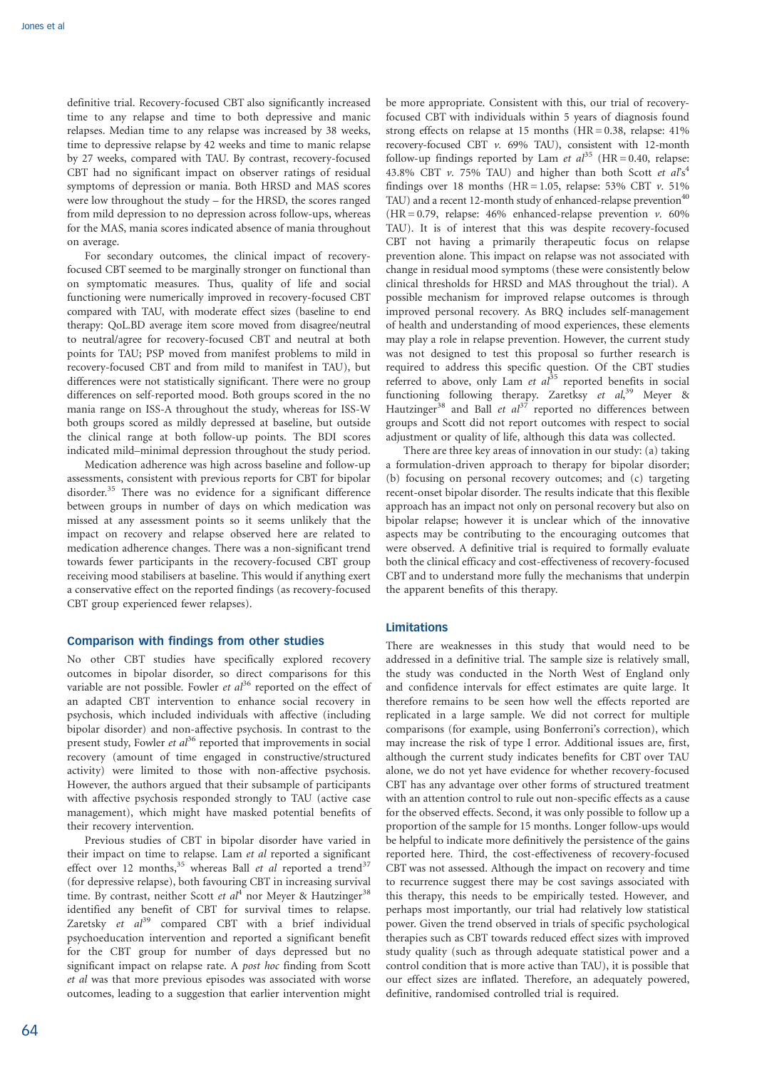definitive trial. Recovery-focused CBT also significantly increased time to any relapse and time to both depressive and manic relapses. Median time to any relapse was increased by 38 weeks, time to depressive relapse by 42 weeks and time to manic relapse by 27 weeks, compared with TAU. By contrast, recovery-focused CBT had no significant impact on observer ratings of residual symptoms of depression or mania. Both HRSD and MAS scores were low throughout the study – for the HRSD, the scores ranged from mild depression to no depression across follow-ups, whereas for the MAS, mania scores indicated absence of mania throughout on average.

For secondary outcomes, the clinical impact of recovery-focused CBT seemed to be marginally stronger on functional than on symptomatic measures. Thus, quality of life and social functioning were numerically improved in recovery-focused CBT compared with TAU, with moderate effect sizes (baseline to end therapy: QoL.BD average item score moved from disagree/neutral to neutral/agree for recovery-focused CBT and neutral at both points for TAU; PSP moved from manifest problems to mild in recovery-focused CBT and from mild to manifest in TAU), but differences were not statistically significant. There were no group differences on self-reported mood. Both groups scored in the no mania range on ISS-A throughout the study, whereas for ISS-W both groups scored as mildly depressed at baseline, but outside the clinical range at both follow-up points. The BDI scores indicated mild–minimal depression throughout the study period.

Medication adherence was high across baseline and follow-up assessments, consistent with previous reports for CBT for bipolar disorder.[35] There was no evidence for a significant difference between groups in number of days on which medication was missed at any assessment points so it seems unlikely that the impact on recovery and relapse observed here are related to medication adherence changes. There was a non-significant trend towards fewer participants in the recovery-focused CBT group receiving mood stabilisers at baseline. This would if anything exert a conservative effect on the reported findings (as recovery-focused CBT group experienced fewer relapses).

## Comparison with findings from other studies

No other CBT studies have specifically explored recovery outcomes in bipolar disorder, so direct comparisons for this variable are not possible. Fowler *et al*[36] reported on the effect of an adapted CBT intervention to enhance social recovery in psychosis, which included individuals with affective (including bipolar disorder) and non-affective psychosis. In contrast to the present study, Fowler *et al*[36] reported that improvements in social recovery (amount of time engaged in constructive/structured activity) were limited to those with non-affective psychosis. However, the authors argued that their subsample of participants with affective psychosis responded strongly to TAU (active case management), which might have masked potential benefits of their recovery intervention.

Previous studies of CBT in bipolar disorder have varied in their impact on time to relapse. Lam *et al* reported a significant effect over 12 months,[35] whereas Ball *et al* reported a trend[37] (for depressive relapse), both favouring CBT in increasing survival time. By contrast, neither Scott *et al*[4] nor Meyer & Hautzinger[38] identified any benefit of CBT for survival times to relapse. Zaretsky *et al*[39] compared CBT with a brief individual psychoeducation intervention and reported a significant benefit for the CBT group for number of days depressed but no significant impact on relapse rate. A *post hoc* finding from Scott *et al* was that more previous episodes was associated with worse outcomes, leading to a suggestion that earlier intervention might be more appropriate. Consistent with this, our trial of recovery-focused CBT with individuals within 5 years of diagnosis found strong effects on relapse at 15 months (HR = 0.38, relapse: 41% recovery-focused CBT *v.* 69% TAU), consistent with 12-month follow-up findings reported by Lam *et al*[35] (HR = 0.40, relapse: 43.8% CBT *v.* 75% TAU) and higher than both Scott *et al*'s[4] findings over 18 months (HR = 1.05, relapse: 53% CBT *v.* 51% TAU) and a recent 12-month study of enhanced-relapse prevention[40] (HR = 0.79, relapse: 46% enhanced-relapse prevention *v.* 60% TAU). It is of interest that this was despite recovery-focused CBT not having a primarily therapeutic focus on relapse prevention alone. This impact on relapse was not associated with change in residual mood symptoms (these were consistently below clinical thresholds for HRSD and MAS throughout the trial). A possible mechanism for improved relapse outcomes is through improved personal recovery. As BRQ includes self-management of health and understanding of mood experiences, these elements may play a role in relapse prevention. However, the current study was not designed to test this proposal so further research is required to address this specific question. Of the CBT studies referred to above, only Lam *et al*[35] reported benefits in social functioning following therapy. Zaretksy *et al*,[39] Meyer & Hautzinger[38] and Ball *et al*[37] reported no differences between groups and Scott did not report outcomes with respect to social adjustment or quality of life, although this data was collected.

There are three key areas of innovation in our study: (a) taking a formulation-driven approach to therapy for bipolar disorder; (b) focusing on personal recovery outcomes; and (c) targeting recent-onset bipolar disorder. The results indicate that this flexible approach has an impact not only on personal recovery but also on bipolar relapse; however it is unclear which of the innovative aspects may be contributing to the encouraging outcomes that were observed. A definitive trial is required to formally evaluate both the clinical efficacy and cost-effectiveness of recovery-focused CBT and to understand more fully the mechanisms that underpin the apparent benefits of this therapy.

## Limitations

There are weaknesses in this study that would need to be addressed in a definitive trial. The sample size is relatively small, the study was conducted in the North West of England only and confidence intervals for effect estimates are quite large. It therefore remains to be seen how well the effects reported are replicated in a large sample. We did not correct for multiple comparisons (for example, using Bonferroni's correction), which may increase the risk of type I error. Additional issues are, first, although the current study indicates benefits for CBT over TAU alone, we do not yet have evidence for whether recovery-focused CBT has any advantage over other forms of structured treatment with an attention control to rule out non-specific effects as a cause for the observed effects. Second, it was only possible to follow up a proportion of the sample for 15 months. Longer follow-ups would be helpful to indicate more definitively the persistence of the gains reported here. Third, the cost-effectiveness of recovery-focused CBT was not assessed. Although the impact on recovery and time to recurrence suggest there may be cost savings associated with this therapy, this needs to be empirically tested. However, and perhaps most importantly, our trial had relatively low statistical power. Given the trend observed in trials of specific psychological therapies such as CBT towards reduced effect sizes with improved study quality (such as through adequate statistical power and a control condition that is more active than TAU), it is possible that our effect sizes are inflated. Therefore, an adequately powered, definitive, randomised controlled trial is required.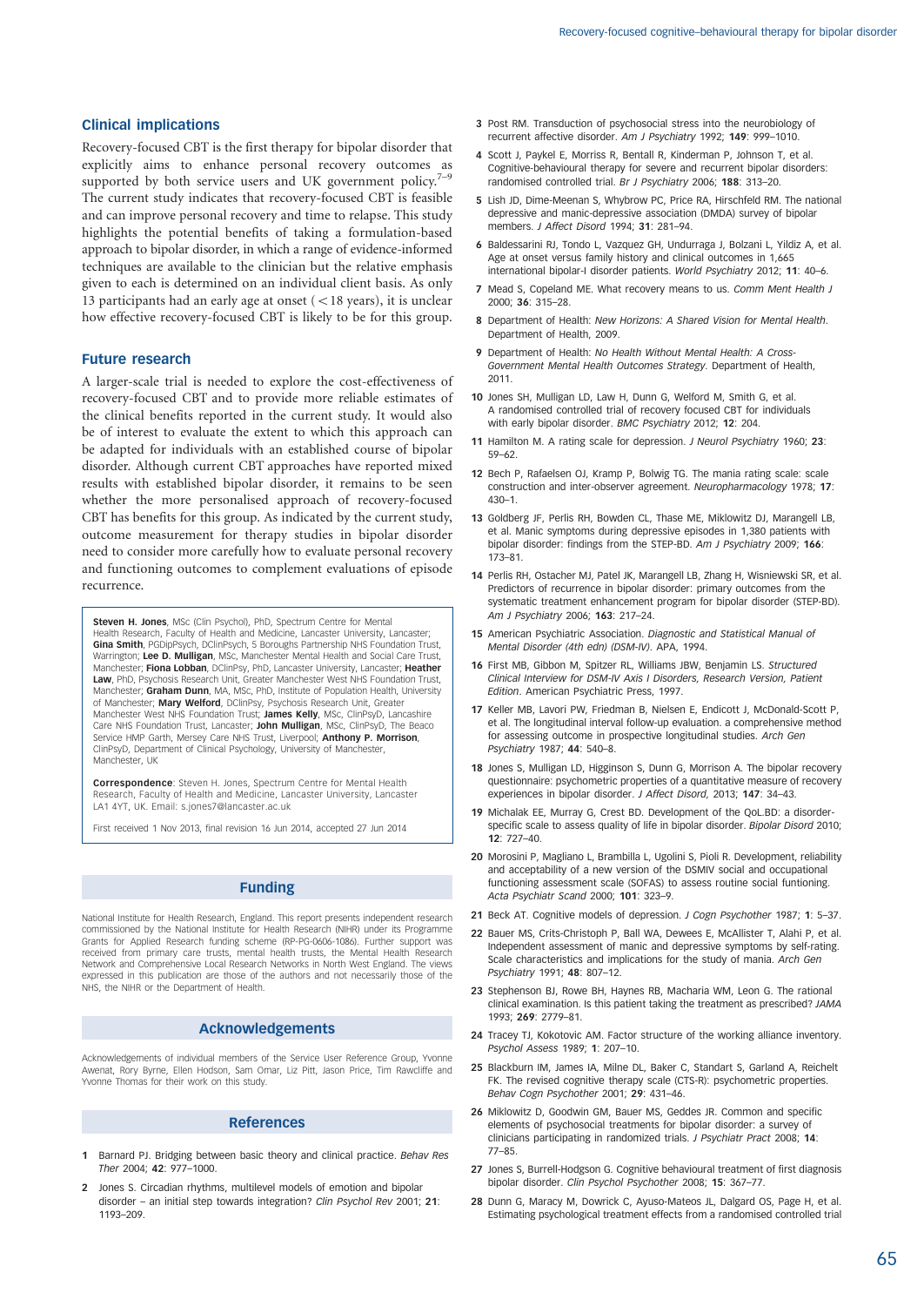## Clinical implications

Recovery-focused CBT is the first therapy for bipolar disorder that explicitly aims to enhance personal recovery outcomes as supported by both service users and UK government policy.[7–9] The current study indicates that recovery-focused CBT is feasible and can improve personal recovery and time to relapse. This study highlights the potential benefits of taking a formulation-based approach to bipolar disorder, in which a range of evidence-informed techniques are available to the clinician but the relative emphasis given to each is determined on an individual client basis. As only 13 participants had an early age at onset (<18 years), it is unclear how effective recovery-focused CBT is likely to be for this group.

## Future research

A larger-scale trial is needed to explore the cost-effectiveness of recovery-focused CBT and to provide more reliable estimates of the clinical benefits reported in the current study. It would also be of interest to evaluate the extent to which this approach can be adapted for individuals with an established course of bipolar disorder. Although current CBT approaches have reported mixed results with established bipolar disorder, it remains to be seen whether the more personalised approach of recovery-focused CBT has benefits for this group. As indicated by the current study, outcome measurement for therapy studies in bipolar disorder need to consider more carefully how to evaluate personal recovery and functioning outcomes to complement evaluations of episode recurrence.

**Steven H. Jones**, MSc (Clin Psychol), PhD, Spectrum Centre for Mental Health Research, Faculty of Health and Medicine, Lancaster University, Lancaster; **Gina Smith**, PGDipPsych, DClinPsy, 5 Boroughs Partnership NHS Foundation Trust, Warrington; **Lee D. Mulligan**, MSc, Manchester Mental Health and Social Care Trust, Manchester; **Fiona Lobban**, DClinPsy, PhD, Lancaster University, Lancaster; **Heather Law**, PhD, Psychosis Research Unit, Greater Manchester West NHS Foundation Trust, Manchester; **Graham Dunn**, MA, MSc, PhD, Institute of Population Health, University of Manchester; **Mary Welford**, DClinPsy, Psychosis Research Unit, Greater Manchester West NHS Foundation Trust; **James Kelly**, MSc, ClinPsyD, Lancashire Care NHS Foundation Trust, Lancaster; **John Mulligan**, MSc, ClinPsyD, The Beaco Service HMP Garth, Mersey Care NHS Trust, Liverpool; **Anthony P. Morrison**, ClinPsyD, Department of Clinical Psychology, University of Manchester, Manchester, UK

**Correspondence**: Steven H. Jones, Spectrum Centre for Mental Health Research, Faculty of Health and Medicine, Lancaster University, Lancaster LA1 4YT, UK. Email: s.jones7@lancaster.ac.uk

First received 1 Nov 2013, final revision 16 Jun 2014, accepted 27 Jun 2014

## Funding

National Institute for Health Research, England. This report presents independent research commissioned by the National Institute for Health Research (NIHR) under its Programme Grants for Applied Research funding scheme (RP-PG-0606-1086). Further support was received from primary care trusts, mental health trusts, the Mental Health Research Network and Comprehensive Local Research Networks in North West England. The views expressed in this publication are those of the authors and not necessarily those of the NHS, the NIHR or the Department of Health.

## Acknowledgements

Acknowledgements of individual members of the Service User Reference Group, Yvonne Awenat, Rory Byrne, Ellen Hodson, Sam Omar, Liz Pitt, Jason Price, Tim Rawcliffe and Yvonne Thomas for their work on this study.

## References

1. Barnard PJ. Bridging between basic theory and clinical practice. *Behav Res Ther* 2004; **42**: 977–1000.
2. Jones S. Circadian rhythms, multilevel models of emotion and bipolar disorder – an initial step towards integration? *Clin Psychol Rev* 2001; **21**: 1193–209.
3. Post RM. Transduction of psychosocial stress into the neurobiology of recurrent affective disorder. *Am J Psychiatry* 1992; **149**: 999–1010.
4. Scott J, Paykel E, Morriss R, Bentall R, Kinderman P, Johnson T, et al. Cognitive-behavioural therapy for severe and recurrent bipolar disorders: randomised controlled trial. *Br J Psychiatry* 2006; **188**: 313–20.
5. Lish JD, Dime-Meenan S, Whybrow PC, Price RA, Hirschfeld RM. The national depressive and manic-depressive association (DMDA) survey of bipolar members. *J Affect Disord* 1994; **31**: 281–94.
6. Baldessarini RJ, Tondo L, Vazquez GH, Undurraga J, Bolzani L, Yildiz A, et al. Age at onset versus family history and clinical outcomes in 1,665 international bipolar-I disorder patients. *World Psychiatry* 2012; **11**: 40–6.
7. Mead S, Copeland ME. What recovery means to us. *Comm Ment Health J* 2000; **36**: 315–28.
8. Department of Health: *New Horizons: A Shared Vision for Mental Health*. Department of Health, 2009.
9. Department of Health: *No Health Without Mental Health: A Cross-Government Mental Health Outcomes Strategy*. Department of Health, 2011.
10. Jones SH, Mulligan LD, Law H, Dunn G, Welford M, Smith G, et al. A randomised controlled trial of recovery focused CBT for individuals with early bipolar disorder. *BMC Psychiatry* 2012; **12**: 204.
11. Hamilton M. A rating scale for depression. *J Neurol Psychiatry* 1960; **23**: 59–62.
12. Bech P, Rafaelsen OJ, Kramp P, Bolwig TG. The mania rating scale: scale construction and inter-observer agreement. *Neuropharmacology* 1978; **17**: 430–1.
13. Goldberg JF, Perlis RH, Bowden CL, Thase ME, Miklowitz DJ, Marangell LB, et al. Manic symptoms during depressive episodes in 1,380 patients with bipolar disorder: findings from the STEP-BD. *Am J Psychiatry* 2009; **166**: 173–81.
14. Perlis RH, Ostacher MJ, Patel JK, Marangell LB, Zhang H, Wisniewski SR, et al. Predictors of recurrence in bipolar disorder: primary outcomes from the systematic treatment enhancement program for bipolar disorder (STEP-BD). *Am J Psychiatry* 2006; **163**: 217–24.
15. American Psychiatric Association. *Diagnostic and Statistical Manual of Mental Disorder (4th edn) (DSM-IV)*. APA, 1994.
16. First MB, Gibbon M, Spitzer RL, Williams JBW, Benjamin LS. *Structured Clinical Interview for DSM-IV Axis I Disorders, Research Version, Patient Edition*. American Psychiatric Press, 1997.
17. Keller MB, Lavori PW, Friedman B, Nielsen E, Endicott J, McDonald-Scott P, et al. The longitudinal interval follow-up evaluation. a comprehensive method for assessing outcome in prospective longitudinal studies. *Arch Gen Psychiatry* 1987; **44**: 540–8.
18. Jones S, Mulligan LD, Higginson S, Dunn G, Morrison A. The bipolar recovery questionnaire: psychometric properties of a quantitative measure of recovery experiences in bipolar disorder. *J Affect Disord*, 2013; **147**: 34–43.
19. Michalak EE, Murray G, Crest BD. Development of the QoL.BD: a disorder-specific scale to assess quality of life in bipolar disorder. *Bipolar Disord* 2010; **12**: 727–40.
20. Morosini P, Magliano L, Brambilla L, Ugolini S, Pioli R. Development, reliability and acceptability of a new version of the DSMIV social and occupational functioning assessment scale (SOFAS) to assess routine social funtioning. *Acta Psychiatr Scand* 2000; **101**: 323–9.
21. Beck AT. Cognitive models of depression. *J Cogn Psychother* 1987; **1**: 5–37.
22. Bauer MS, Crits-Christoph P, Ball WA, Dewees E, McAllister T, Alahi P, et al. Independent assessment of manic and depressive symptoms by self-rating. Scale characteristics and implications for the study of mania. *Arch Gen Psychiatry* 1991; **48**: 807–12.
23. Stephenson BJ, Rowe BH, Haynes RB, Macharia WM, Leon G. The rational clinical examination. Is this patient taking the treatment as prescribed? *JAMA* 1993; **269**: 2779–81.
24. Tracey TJ, Kokotovic AM. Factor structure of the working alliance inventory. *Psychol Assess* 1989; **1**: 207–10.
25. Blackburn IM, James IA, Milne DL, Baker C, Standart S, Garland A, Reichelt FK. The revised cognitive therapy scale (CTS-R): psychometric properties. *Behav Cogn Psychother* 2001; **29**: 431–46.
26. Miklowitz D, Goodwin GM, Bauer MS, Geddes JR. Common and specific elements of psychosocial treatments for bipolar disorder: a survey of clinicians participating in randomized trials. *J Psychiatr Pract* 2008; **14**: 77–85.
27. Jones S, Burrell-Hodgson G. Cognitive behavioural treatment of first diagnosis bipolar disorder. *Clin Psychol Psychother* 2008; **15**: 367–77.
28. Dunn G, Maracy M, Dowrick C, Ayuso-Mateos JL, Dalgard OS, Page H, et al. Estimating psychological treatment effects from a randomised controlled trial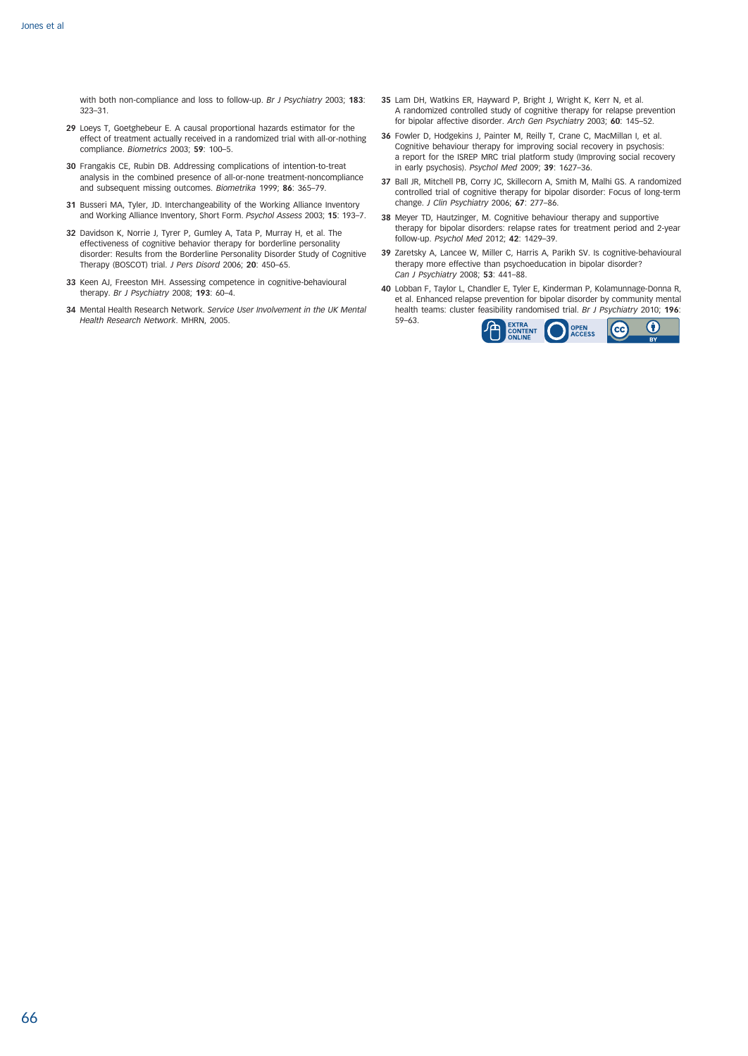with both non-compliance and loss to follow-up. *Br J Psychiatry* 2003; **183**: 323–31.

29 Loeys T, Goetghebeur E. A causal proportional hazards estimator for the effect of treatment actually received in a randomized trial with all-or-nothing compliance. *Biometrics* 2003; **59**: 100–5.

30 Frangakis CE, Rubin DB. Addressing complications of intention-to-treat analysis in the combined presence of all-or-none treatment-noncompliance and subsequent missing outcomes. *Biometrika* 1999; **86**: 365–79.

31 Busseri MA, Tyler, JD. Interchangeability of the Working Alliance Inventory and Working Alliance Inventory, Short Form. *Psychol Assess* 2003; **15**: 193–7.

32 Davidson K, Norrie J, Tyrer P, Gumley A, Tata P, Murray H, et al. The effectiveness of cognitive behavior therapy for borderline personality disorder: Results from the Borderline Personality Disorder Study of Cognitive Therapy (BOSCOT) trial. *J Pers Disord* 2006; **20**: 450–65.

33 Keen AJ, Freeston MH. Assessing competence in cognitive-behavioural therapy. *Br J Psychiatry* 2008; **193**: 60–4.

34 Mental Health Research Network. *Service User Involvement in the UK Mental Health Research Network*. MHRN, 2005.

35 Lam DH, Watkins ER, Hayward P, Bright J, Wright K, Kerr N, et al. A randomized controlled study of cognitive therapy for relapse prevention for bipolar affective disorder. *Arch Gen Psychiatry* 2003; **60**: 145–52.

36 Fowler D, Hodgekins J, Painter M, Reilly T, Crane C, MacMillan I, et al. Cognitive behaviour therapy for improving social recovery in psychosis: a report for the ISREP MRC trial platform study (Improving social recovery in early psychosis). *Psychol Med* 2009; **39**: 1627–36.

37 Ball JR, Mitchell PB, Corry JC, Skillecorn A, Smith M, Malhi GS. A randomized controlled trial of cognitive therapy for bipolar disorder: Focus of long-term change. *J Clin Psychiatry* 2006; **67**: 277–86.

38 Meyer TD, Hautzinger, M. Cognitive behaviour therapy and supportive therapy for bipolar disorders: relapse rates for treatment period and 2-year follow-up. *Psychol Med* 2012; **42**: 1429–39.

39 Zaretsky A, Lancee W, Miller C, Harris A, Parikh SV. Is cognitive-behavioural therapy more effective than psychoeducation in bipolar disorder? *Can J Psychiatry* 2008; **53**: 441–88.

40 Lobban F, Taylor L, Chandler E, Tyler E, Kinderman P, Kolamunnage-Donna R, et al. Enhanced relapse prevention for bipolar disorder by community mental health teams: cluster feasibility randomised trial. *Br J Psychiatry* 2010; **196**: 59–63.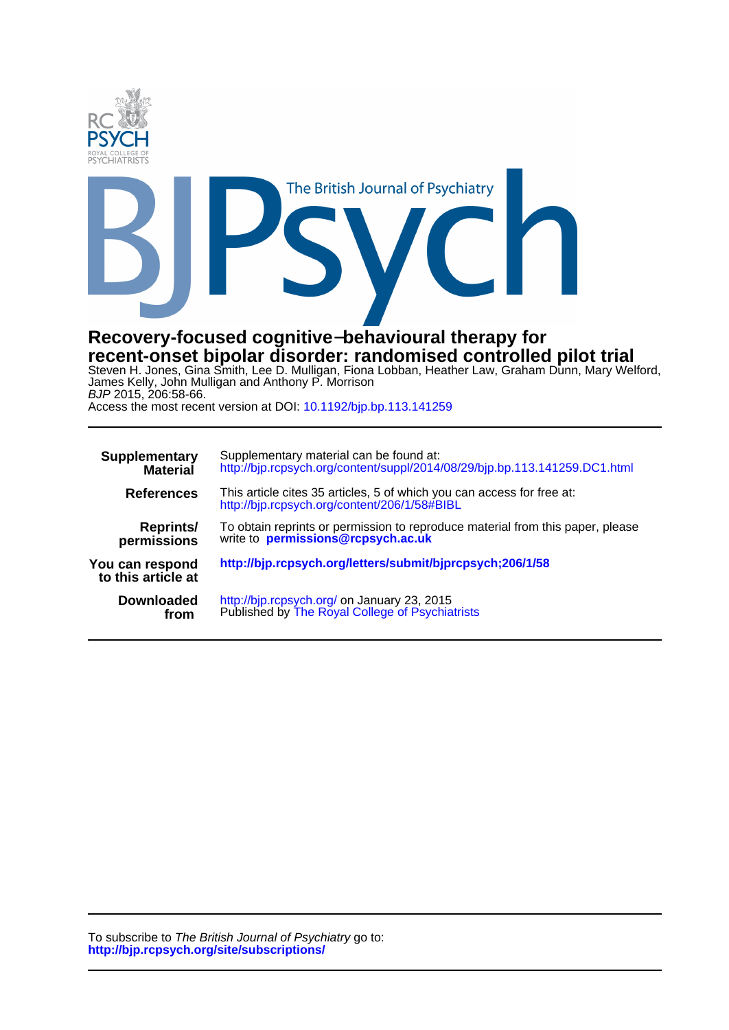# Recovery-focused cognitive–behavioural therapy for recent-onset bipolar disorder: randomised controlled pilot trial

Steven H. Jones, Gina Smith, Lee D. Mulligan, Fiona Lobban, Heather Law, Graham Dunn, Mary Welford, James Kelly, John Mulligan and Anthony P. Morrison

*BJP* 2015, 206:58-66.

Access the most recent version at DOI: 10.1192/bjp.bp.113.141259

| | |
|---|---|
| **Supplementary Material** | Supplementary material can be found at: http://bjp.rcpsych.org/content/suppl/2014/08/29/bjp.bp.113.141259.DC1.html |
| **References** | This article cites 35 articles, 5 of which you can access for free at: http://bjp.rcpsych.org/content/206/1/58#BIBL |
| **Reprints/ permissions** | To obtain reprints or permission to reproduce material from this paper, please write to **permissions@rcpsych.ac.uk** |
| **You can respond to this article at** | **http://bjp.rcpsych.org/letters/submit/bjprcpsych;206/1/58** |
| **Downloaded from** | http://bjp.rcpsych.org/ on January 23, 2015 Published by The Royal College of Psychiatrists |

To subscribe to *The British Journal of Psychiatry* go to:
**http://bjp.rcpsych.org/site/subscriptions/**